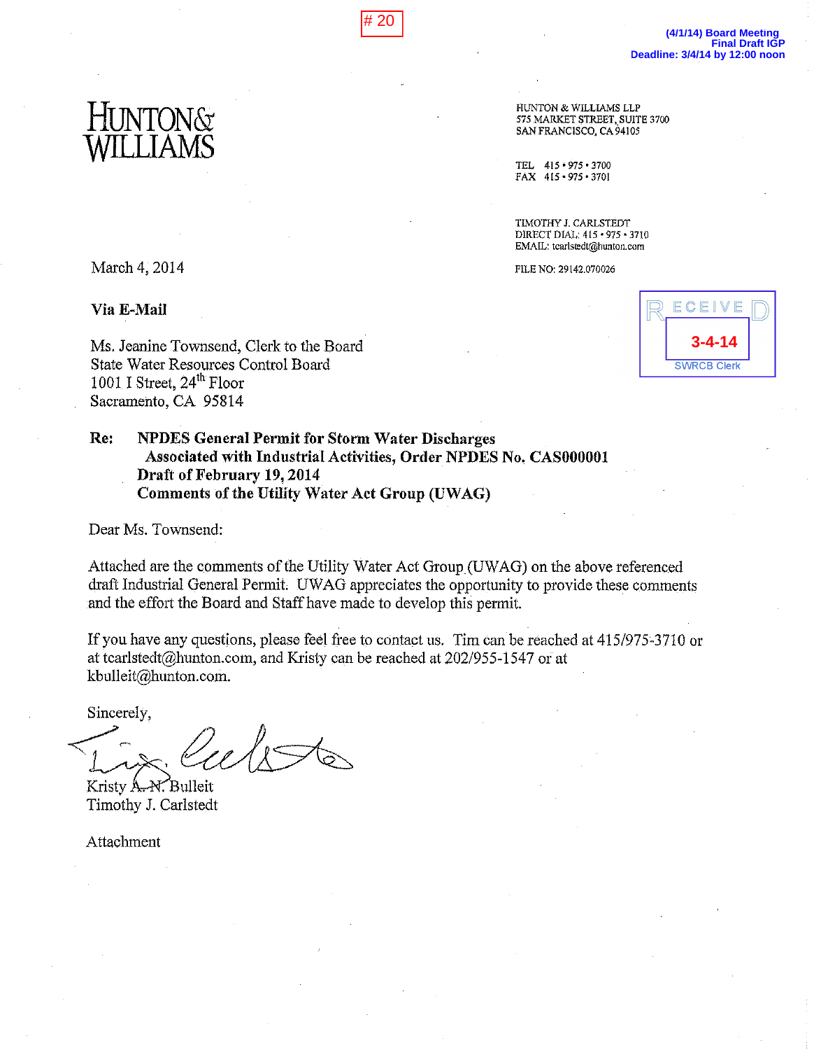# 20

(4/1/14) Board Meeting
Final Draft IGP
Deadline: 3/4/14 by 12:00 noon

HUNTON & WILLIAMS

HUNTON & WILLIAMS LLP
575 MARKET STREET, SUITE 3700
SAN FRANCISCO, CA 94105

TEL 415 • 975 • 3700
FAX 415 • 975 • 3701

TIMOTHY J. CARLSTEDT
DIRECT DIAL: 415 • 975 • 3710
EMAIL: tcarlstedt@hunton.com

FILE NO: 29142.070026

RECEIVED
3-4-14
SWRCB Clerk

March 4, 2014

**Via E-Mail**

Ms. Jeanine Townsend, Clerk to the Board
State Water Resources Control Board
1001 I Street, 24th Floor
Sacramento, CA 95814

**Re: NPDES General Permit for Storm Water Discharges Associated with Industrial Activities, Order NPDES No. CAS000001 Draft of February 19, 2014 Comments of the Utility Water Act Group (UWAG)**

Dear Ms. Townsend:

Attached are the comments of the Utility Water Act Group (UWAG) on the above referenced draft Industrial General Permit. UWAG appreciates the opportunity to provide these comments and the effort the Board and Staff have made to develop this permit.

If you have any questions, please feel free to contact us. Tim can be reached at 415/975-3710 or at tcarlstedt@hunton.com, and Kristy can be reached at 202/955-1547 or at kbulleit@hunton.com.

Sincerely,

Kristy A. N. Bulleit
Timothy J. Carlstedt

Attachment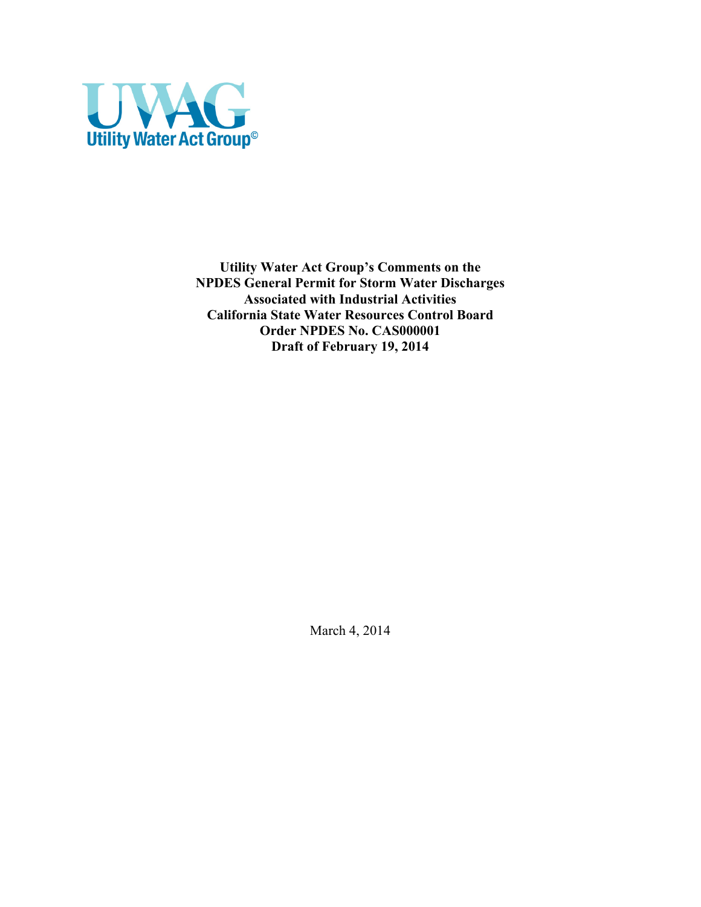UWAG

Utility Water Act Group©

**Utility Water Act Group's Comments on the NPDES General Permit for Storm Water Discharges Associated with Industrial Activities California State Water Resources Control Board Order NPDES No. CAS000001 Draft of February 19, 2014**

March 4, 2014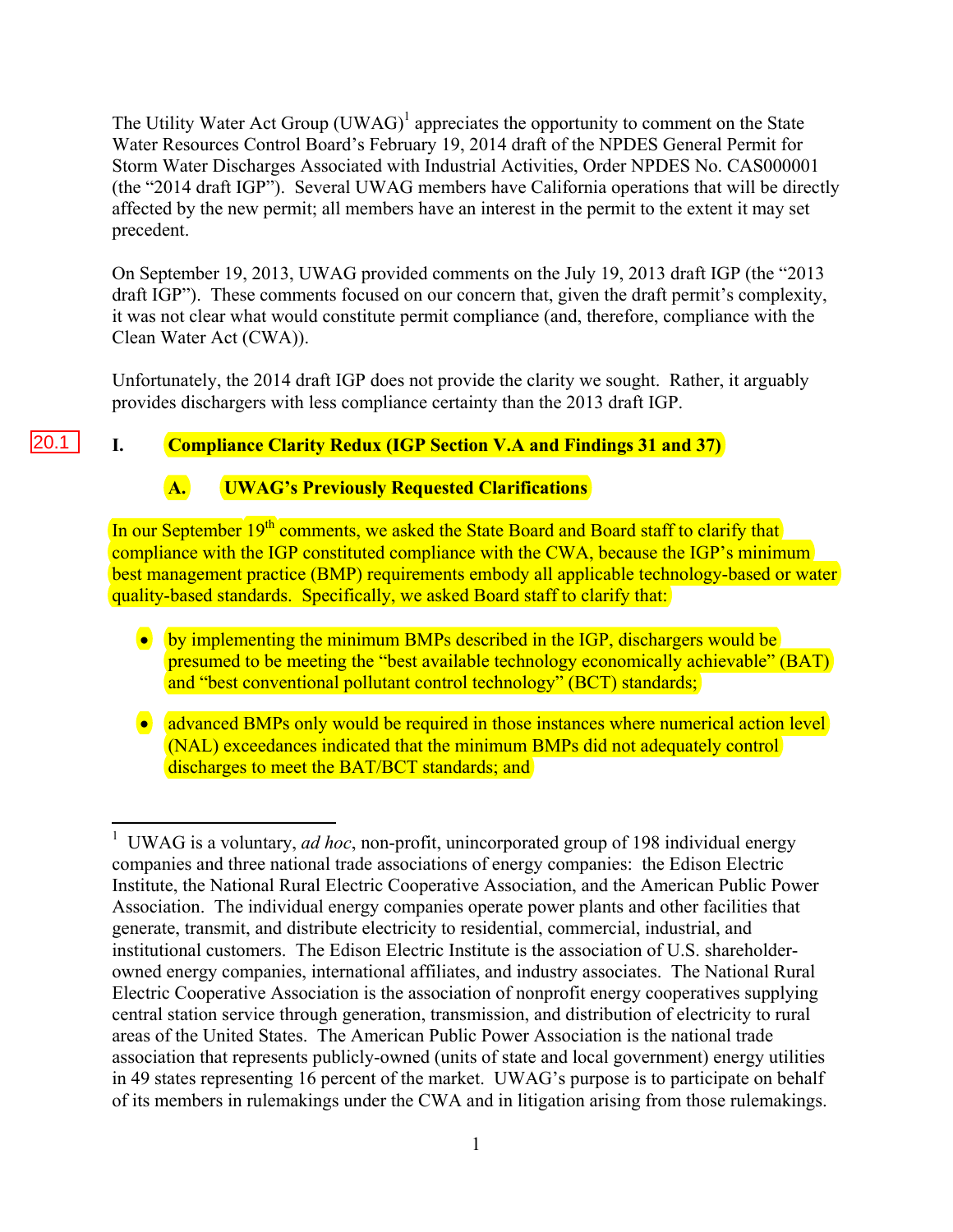The Utility Water Act Group (UWAG)[1] appreciates the opportunity to comment on the State Water Resources Control Board's February 19, 2014 draft of the NPDES General Permit for Storm Water Discharges Associated with Industrial Activities, Order NPDES No. CAS000001 (the "2014 draft IGP"). Several UWAG members have California operations that will be directly affected by the new permit; all members have an interest in the permit to the extent it may set precedent.

On September 19, 2013, UWAG provided comments on the July 19, 2013 draft IGP (the "2013 draft IGP"). These comments focused on our concern that, given the draft permit's complexity, it was not clear what would constitute permit compliance (and, therefore, compliance with the Clean Water Act (CWA)).

Unfortunately, the 2014 draft IGP does not provide the clarity we sought. Rather, it arguably provides dischargers with less compliance certainty than the 2013 draft IGP.

20.1

## I. Compliance Clarity Redux (IGP Section V.A and Findings 31 and 37)

### A. UWAG's Previously Requested Clarifications

In our September 19th comments, we asked the State Board and Board staff to clarify that compliance with the IGP constituted compliance with the CWA, because the IGP's minimum best management practice (BMP) requirements embody all applicable technology-based or water quality-based standards. Specifically, we asked Board staff to clarify that:

- by implementing the minimum BMPs described in the IGP, dischargers would be presumed to be meeting the "best available technology economically achievable" (BAT) and "best conventional pollutant control technology" (BCT) standards;
- advanced BMPs only would be required in those instances where numerical action level (NAL) exceedances indicated that the minimum BMPs did not adequately control discharges to meet the BAT/BCT standards; and

[1] UWAG is a voluntary, *ad hoc*, non-profit, unincorporated group of 198 individual energy companies and three national trade associations of energy companies: the Edison Electric Institute, the National Rural Electric Cooperative Association, and the American Public Power Association. The individual energy companies operate power plants and other facilities that generate, transmit, and distribute electricity to residential, commercial, industrial, and institutional customers. The Edison Electric Institute is the association of U.S. shareholder-owned energy companies, international affiliates, and industry associates. The National Rural Electric Cooperative Association is the association of nonprofit energy cooperatives supplying central station service through generation, transmission, and distribution of electricity to rural areas of the United States. The American Public Power Association is the national trade association that represents publicly-owned (units of state and local government) energy utilities in 49 states representing 16 percent of the market. UWAG's purpose is to participate on behalf of its members in rulemakings under the CWA and in litigation arising from those rulemakings.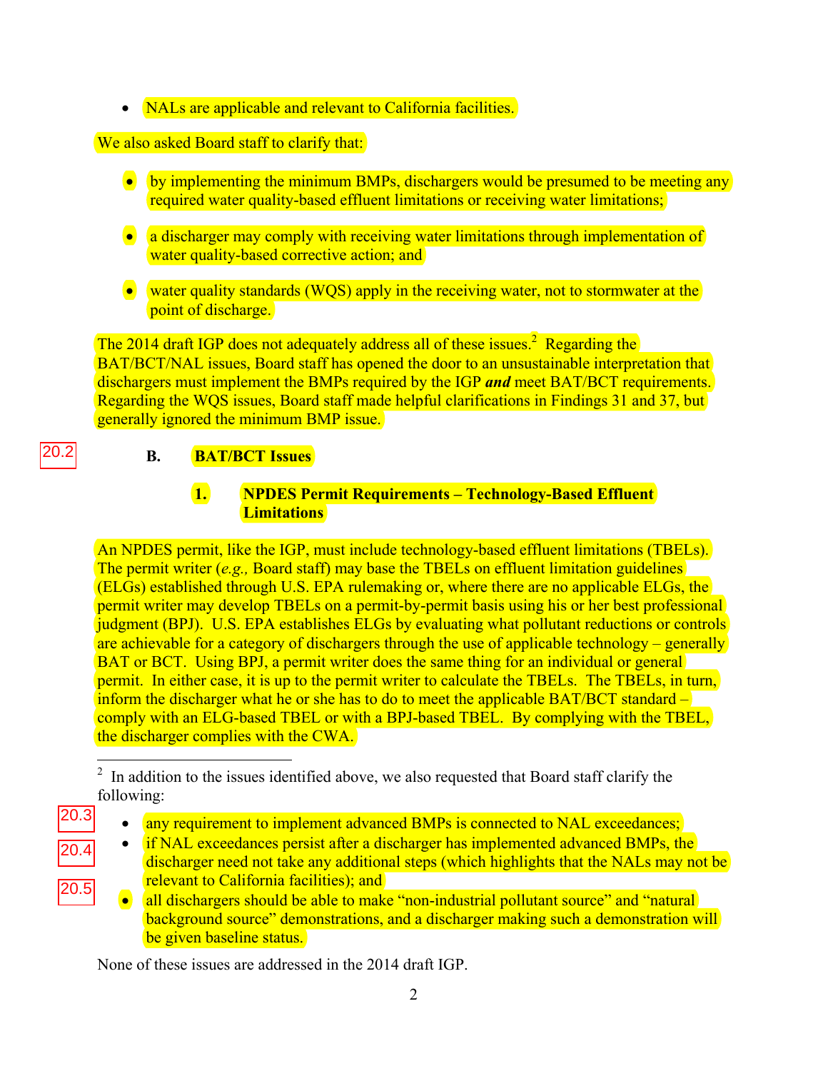- NALs are applicable and relevant to California facilities.

We also asked Board staff to clarify that:

- by implementing the minimum BMPs, dischargers would be presumed to be meeting any required water quality-based effluent limitations or receiving water limitations;
- a discharger may comply with receiving water limitations through implementation of water quality-based corrective action; and
- water quality standards (WQS) apply in the receiving water, not to stormwater at the point of discharge.

The 2014 draft IGP does not adequately address all of these issues.[2] Regarding the BAT/BCT/NAL issues, Board staff has opened the door to an unsustainable interpretation that dischargers must implement the BMPs required by the IGP ***and*** meet BAT/BCT requirements. Regarding the WQS issues, Board staff made helpful clarifications in Findings 31 and 37, but generally ignored the minimum BMP issue.

20.2

### B. BAT/BCT Issues

#### 1. NPDES Permit Requirements – Technology-Based Effluent Limitations

An NPDES permit, like the IGP, must include technology-based effluent limitations (TBELs). The permit writer (*e.g.,* Board staff) may base the TBELs on effluent limitation guidelines (ELGs) established through U.S. EPA rulemaking or, where there are no applicable ELGs, the permit writer may develop TBELs on a permit-by-permit basis using his or her best professional judgment (BPJ). U.S. EPA establishes ELGs by evaluating what pollutant reductions or controls are achievable for a category of dischargers through the use of applicable technology – generally BAT or BCT. Using BPJ, a permit writer does the same thing for an individual or general permit. In either case, it is up to the permit writer to calculate the TBELs. The TBELs, in turn, inform the discharger what he or she has to do to meet the applicable BAT/BCT standard – comply with an ELG-based TBEL or with a BPJ-based TBEL. By complying with the TBEL, the discharger complies with the CWA.

---

[2] In addition to the issues identified above, we also requested that Board staff clarify the following:

- 20.3 any requirement to implement advanced BMPs is connected to NAL exceedances;
- 20.4 if NAL exceedances persist after a discharger has implemented advanced BMPs, the discharger need not take any additional steps (which highlights that the NALs may not be relevant to California facilities); and
- 20.5 all dischargers should be able to make "non-industrial pollutant source" and "natural background source" demonstrations, and a discharger making such a demonstration will be given baseline status.

None of these issues are addressed in the 2014 draft IGP.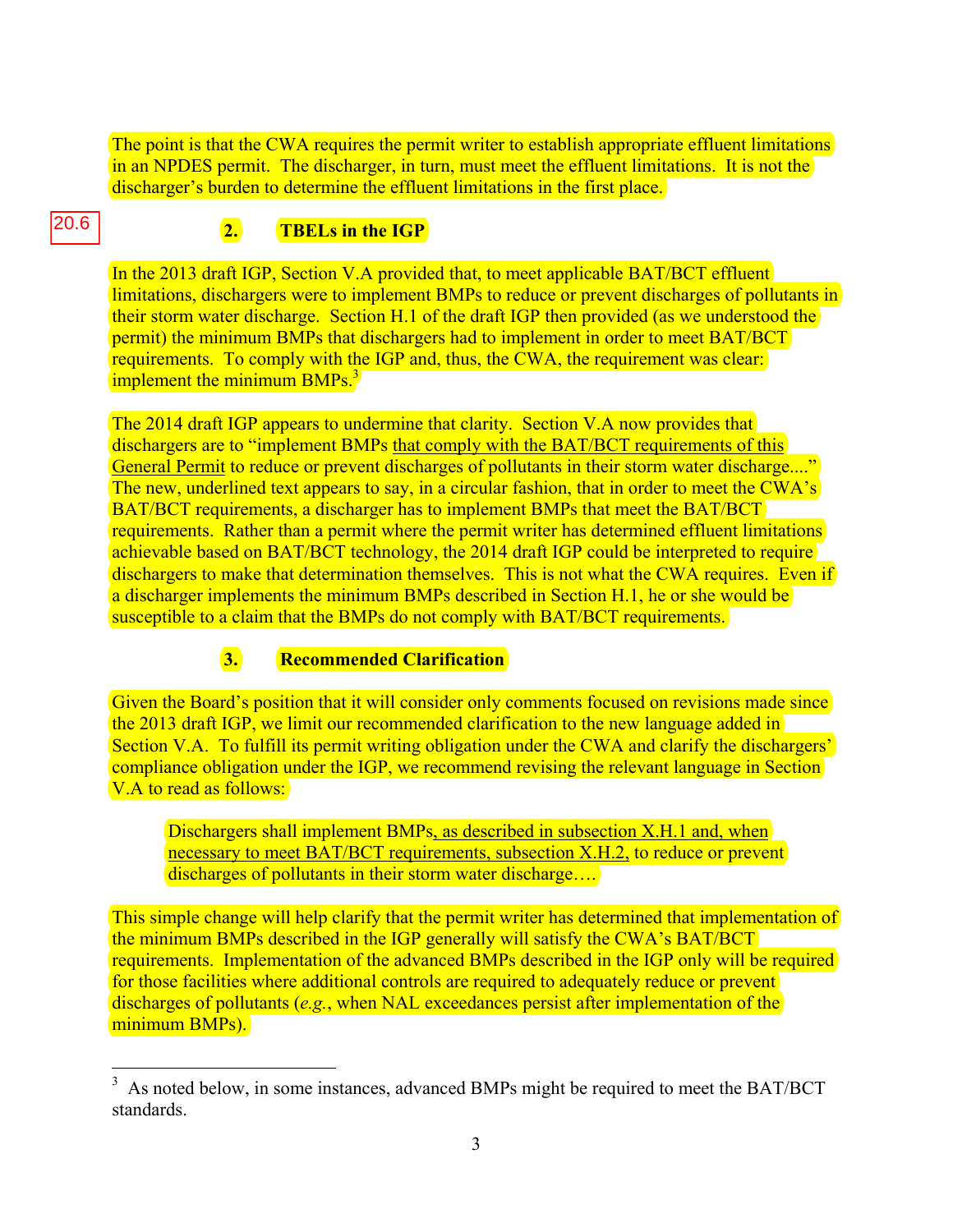The point is that the CWA requires the permit writer to establish appropriate effluent limitations in an NPDES permit. The discharger, in turn, must meet the effluent limitations. It is not the discharger's burden to determine the effluent limitations in the first place.

20.6

### 2. TBELs in the IGP

In the 2013 draft IGP, Section V.A provided that, to meet applicable BAT/BCT effluent limitations, dischargers were to implement BMPs to reduce or prevent discharges of pollutants in their storm water discharge. Section H.1 of the draft IGP then provided (as we understood the permit) the minimum BMPs that dischargers had to implement in order to meet BAT/BCT requirements. To comply with the IGP and, thus, the CWA, the requirement was clear: implement the minimum BMPs.[3]

The 2014 draft IGP appears to undermine that clarity. Section V.A now provides that dischargers are to "implement BMPs <u>that comply with the BAT/BCT requirements of this General Permit</u> to reduce or prevent discharges of pollutants in their storm water discharge...." The new, underlined text appears to say, in a circular fashion, that in order to meet the CWA's BAT/BCT requirements, a discharger has to implement BMPs that meet the BAT/BCT requirements. Rather than a permit where the permit writer has determined effluent limitations achievable based on BAT/BCT technology, the 2014 draft IGP could be interpreted to require dischargers to make that determination themselves. This is not what the CWA requires. Even if a discharger implements the minimum BMPs described in Section H.1, he or she would be susceptible to a claim that the BMPs do not comply with BAT/BCT requirements.

### 3. Recommended Clarification

Given the Board's position that it will consider only comments focused on revisions made since the 2013 draft IGP, we limit our recommended clarification to the new language added in Section V.A. To fulfill its permit writing obligation under the CWA and clarify the dischargers' compliance obligation under the IGP, we recommend revising the relevant language in Section V.A to read as follows:

> Dischargers shall implement BMPs<u>, as described in subsection X.H.1 and, when necessary to meet BAT/BCT requirements, subsection X.H.2,</u> to reduce or prevent discharges of pollutants in their storm water discharge….

This simple change will help clarify that the permit writer has determined that implementation of the minimum BMPs described in the IGP generally will satisfy the CWA's BAT/BCT requirements. Implementation of the advanced BMPs described in the IGP only will be required for those facilities where additional controls are required to adequately reduce or prevent discharges of pollutants (*e.g.*, when NAL exceedances persist after implementation of the minimum BMPs).

---

[3] As noted below, in some instances, advanced BMPs might be required to meet the BAT/BCT standards.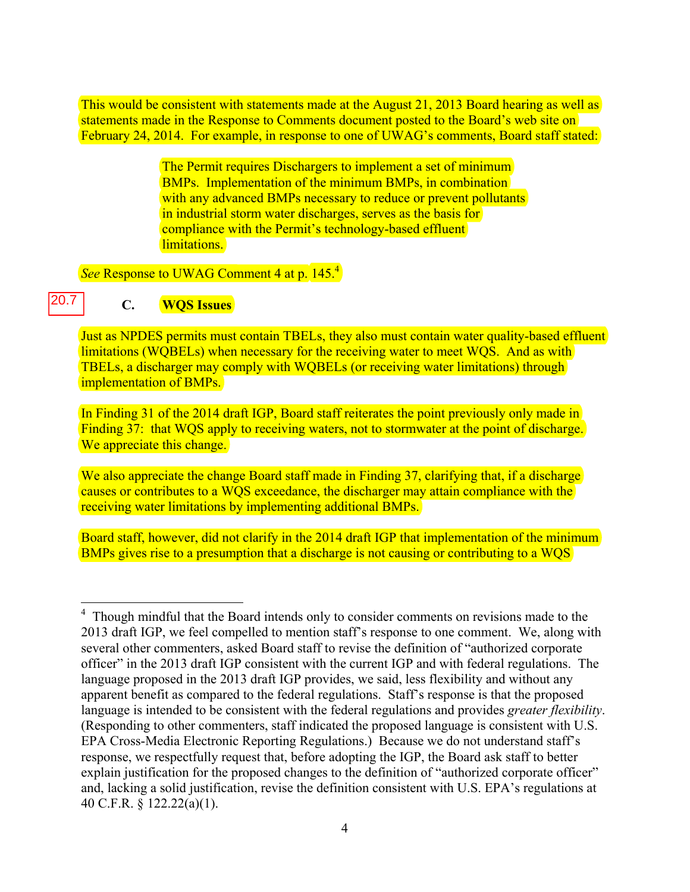This would be consistent with statements made at the August 21, 2013 Board hearing as well as statements made in the Response to Comments document posted to the Board's web site on February 24, 2014. For example, in response to one of UWAG's comments, Board staff stated:

> The Permit requires Dischargers to implement a set of minimum BMPs. Implementation of the minimum BMPs, in combination with any advanced BMPs necessary to reduce or prevent pollutants in industrial storm water discharges, serves as the basis for compliance with the Permit's technology-based effluent limitations.

*See* Response to UWAG Comment 4 at p. 145.[4]

20.7

### C. WQS Issues

Just as NPDES permits must contain TBELs, they also must contain water quality-based effluent limitations (WQBELs) when necessary for the receiving water to meet WQS. And as with TBELs, a discharger may comply with WQBELs (or receiving water limitations) through implementation of BMPs.

In Finding 31 of the 2014 draft IGP, Board staff reiterates the point previously only made in Finding 37: that WQS apply to receiving waters, not to stormwater at the point of discharge. We appreciate this change.

We also appreciate the change Board staff made in Finding 37, clarifying that, if a discharge causes or contributes to a WQS exceedance, the discharger may attain compliance with the receiving water limitations by implementing additional BMPs.

Board staff, however, did not clarify in the 2014 draft IGP that implementation of the minimum BMPs gives rise to a presumption that a discharge is not causing or contributing to a WQS

---

[4] Though mindful that the Board intends only to consider comments on revisions made to the 2013 draft IGP, we feel compelled to mention staff's response to one comment. We, along with several other commenters, asked Board staff to revise the definition of "authorized corporate officer" in the 2013 draft IGP consistent with the current IGP and with federal regulations. The language proposed in the 2013 draft IGP provides, we said, less flexibility and without any apparent benefit as compared to the federal regulations. Staff's response is that the proposed language is intended to be consistent with the federal regulations and provides *greater flexibility*. (Responding to other commenters, staff indicated the proposed language is consistent with U.S. EPA Cross-Media Electronic Reporting Regulations.) Because we do not understand staff's response, we respectfully request that, before adopting the IGP, the Board ask staff to better explain justification for the proposed changes to the definition of "authorized corporate officer" and, lacking a solid justification, revise the definition consistent with U.S. EPA's regulations at 40 C.F.R. § 122.22(a)(1).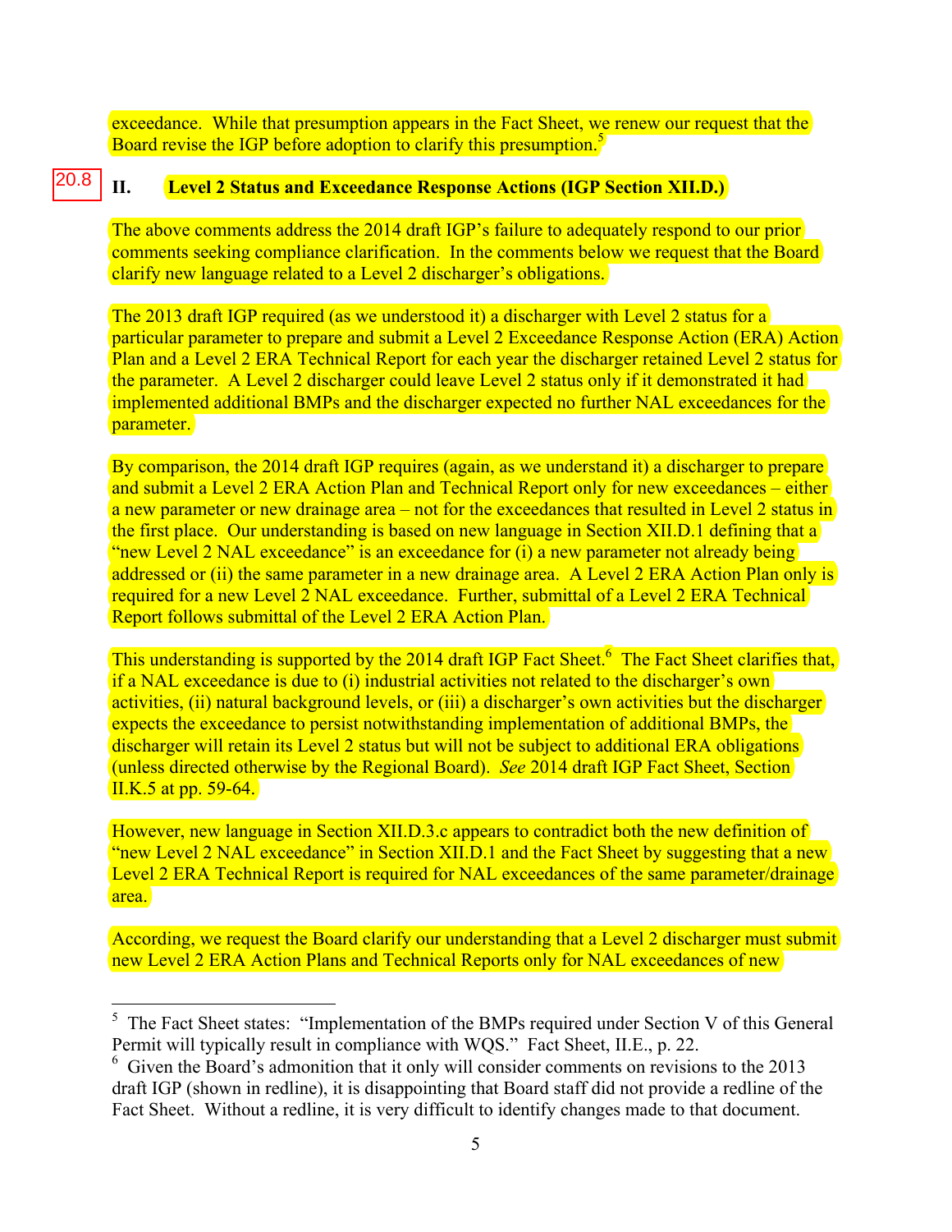exceedance. While that presumption appears in the Fact Sheet, we renew our request that the Board revise the IGP before adoption to clarify this presumption.[5]

20.8

## II. Level 2 Status and Exceedance Response Actions (IGP Section XII.D.)

The above comments address the 2014 draft IGP's failure to adequately respond to our prior comments seeking compliance clarification. In the comments below we request that the Board clarify new language related to a Level 2 discharger's obligations.

The 2013 draft IGP required (as we understood it) a discharger with Level 2 status for a particular parameter to prepare and submit a Level 2 Exceedance Response Action (ERA) Action Plan and a Level 2 ERA Technical Report for each year the discharger retained Level 2 status for the parameter. A Level 2 discharger could leave Level 2 status only if it demonstrated it had implemented additional BMPs and the discharger expected no further NAL exceedances for the parameter.

By comparison, the 2014 draft IGP requires (again, as we understand it) a discharger to prepare and submit a Level 2 ERA Action Plan and Technical Report only for new exceedances – either a new parameter or new drainage area – not for the exceedances that resulted in Level 2 status in the first place. Our understanding is based on new language in Section XII.D.1 defining that a "new Level 2 NAL exceedance" is an exceedance for (i) a new parameter not already being addressed or (ii) the same parameter in a new drainage area. A Level 2 ERA Action Plan only is required for a new Level 2 NAL exceedance. Further, submittal of a Level 2 ERA Technical Report follows submittal of the Level 2 ERA Action Plan.

This understanding is supported by the 2014 draft IGP Fact Sheet.[6] The Fact Sheet clarifies that, if a NAL exceedance is due to (i) industrial activities not related to the discharger's own activities, (ii) natural background levels, or (iii) a discharger's own activities but the discharger expects the exceedance to persist notwithstanding implementation of additional BMPs, the discharger will retain its Level 2 status but will not be subject to additional ERA obligations (unless directed otherwise by the Regional Board). *See* 2014 draft IGP Fact Sheet, Section II.K.5 at pp. 59-64.

However, new language in Section XII.D.3.c appears to contradict both the new definition of "new Level 2 NAL exceedance" in Section XII.D.1 and the Fact Sheet by suggesting that a new Level 2 ERA Technical Report is required for NAL exceedances of the same parameter/drainage area.

According, we request the Board clarify our understanding that a Level 2 discharger must submit new Level 2 ERA Action Plans and Technical Reports only for NAL exceedances of new

---

[5] The Fact Sheet states: "Implementation of the BMPs required under Section V of this General Permit will typically result in compliance with WQS." Fact Sheet, II.E., p. 22.

[6] Given the Board's admonition that it only will consider comments on revisions to the 2013 draft IGP (shown in redline), it is disappointing that Board staff did not provide a redline of the Fact Sheet. Without a redline, it is very difficult to identify changes made to that document.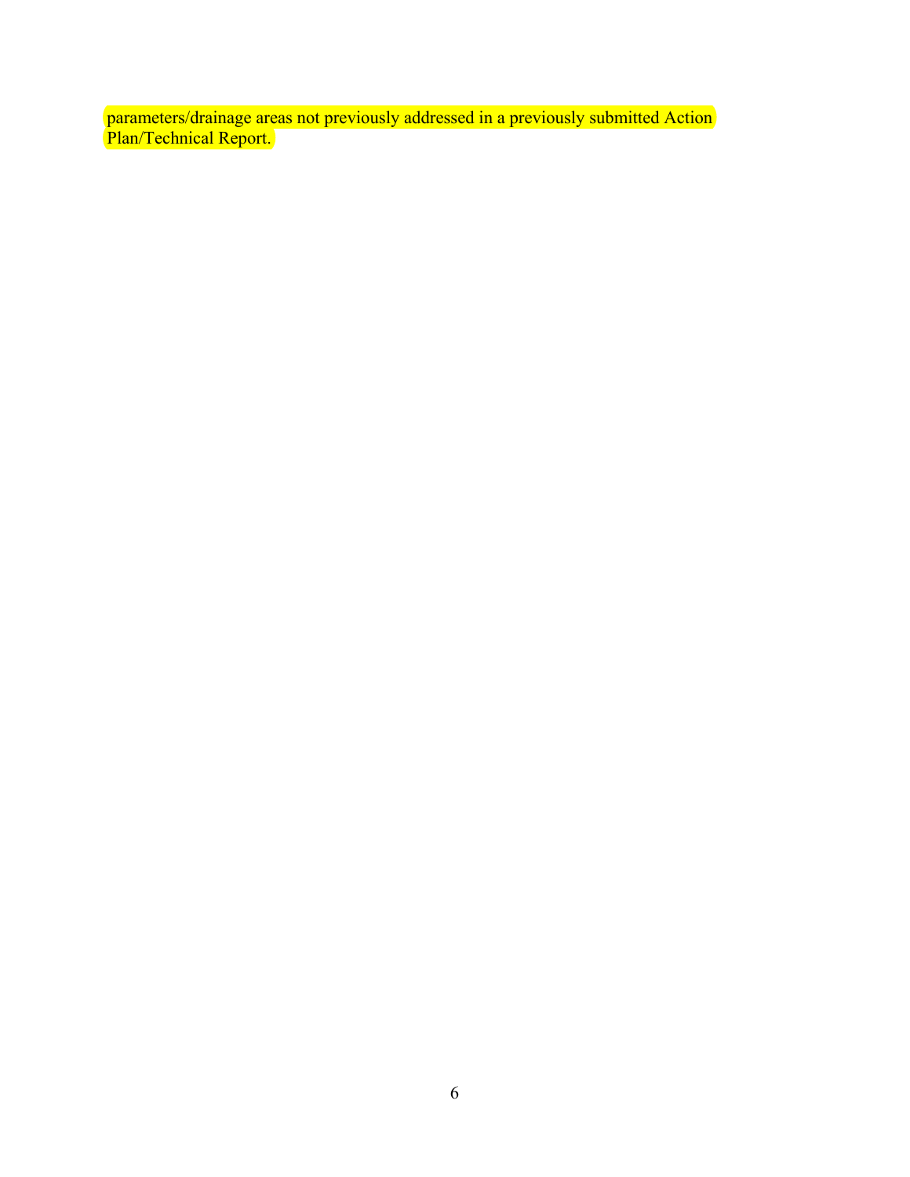parameters/drainage areas not previously addressed in a previously submitted Action Plan/Technical Report.